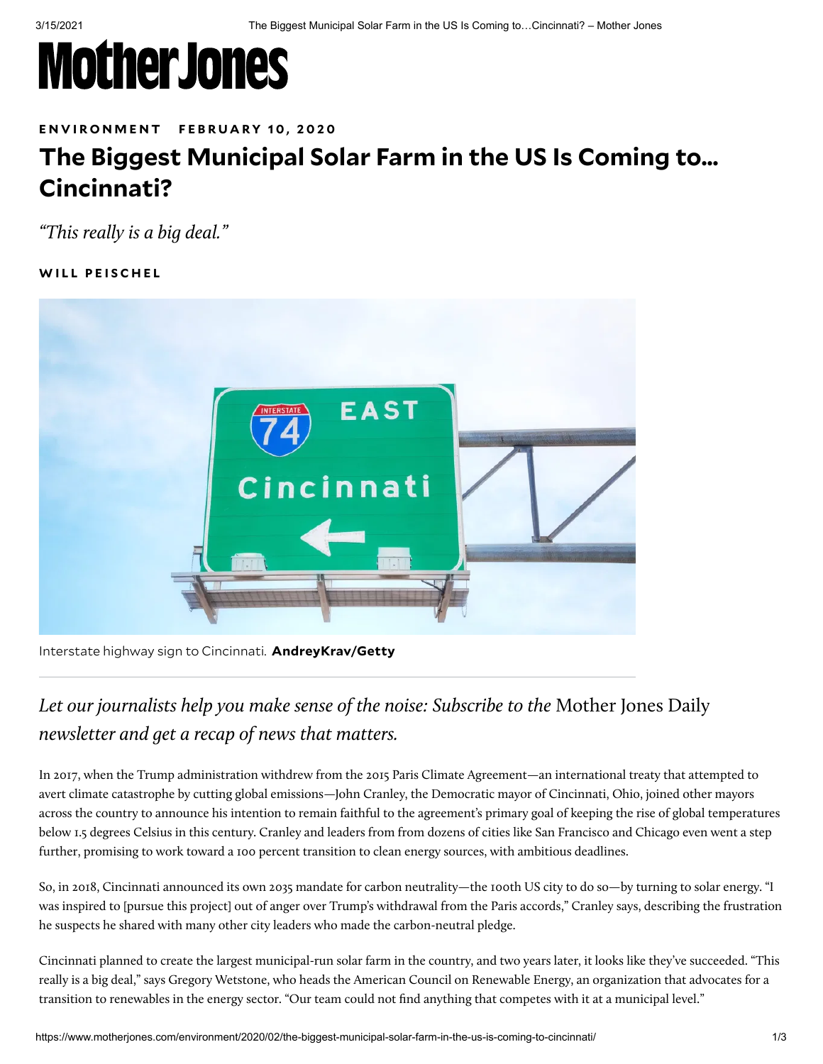Mother Jones

ENVIRONMENT FEBRUARY 10, 2020

# The Biggest Municipal Solar Farm in the US Is Coming to… Cincinnati?

*"This really is a big deal."*

WILL PEISCHEL

Interstate highway sign to Cincinnati. **AndreyKrav/Getty**

*Let our journalists help you make sense of the noise: Subscribe to the* Mother Jones Daily *newsletter and get a recap of news that matters.*

In 2017, when the Trump administration withdrew from the 2015 Paris Climate Agreement—an international treaty that attempted to avert climate catastrophe by cutting global emissions—John Cranley, the Democratic mayor of Cincinnati, Ohio, joined other mayors across the country to announce his intention to remain faithful to the agreement's primary goal of keeping the rise of global temperatures below 1.5 degrees Celsius in this century. Cranley and leaders from from dozens of cities like San Francisco and Chicago even went a step further, promising to work toward a 100 percent transition to clean energy sources, with ambitious deadlines.

So, in 2018, Cincinnati announced its own 2035 mandate for carbon neutrality—the 100th US city to do so—by turning to solar energy. "I was inspired to [pursue this project] out of anger over Trump's withdrawal from the Paris accords," Cranley says, describing the frustration he suspects he shared with many other city leaders who made the carbon-neutral pledge.

Cincinnati planned to create the largest municipal-run solar farm in the country, and two years later, it looks like they've succeeded. "This really is a big deal," says Gregory Wetstone, who heads the American Council on Renewable Energy, an organization that advocates for a transition to renewables in the energy sector. "Our team could not find anything that competes with it at a municipal level."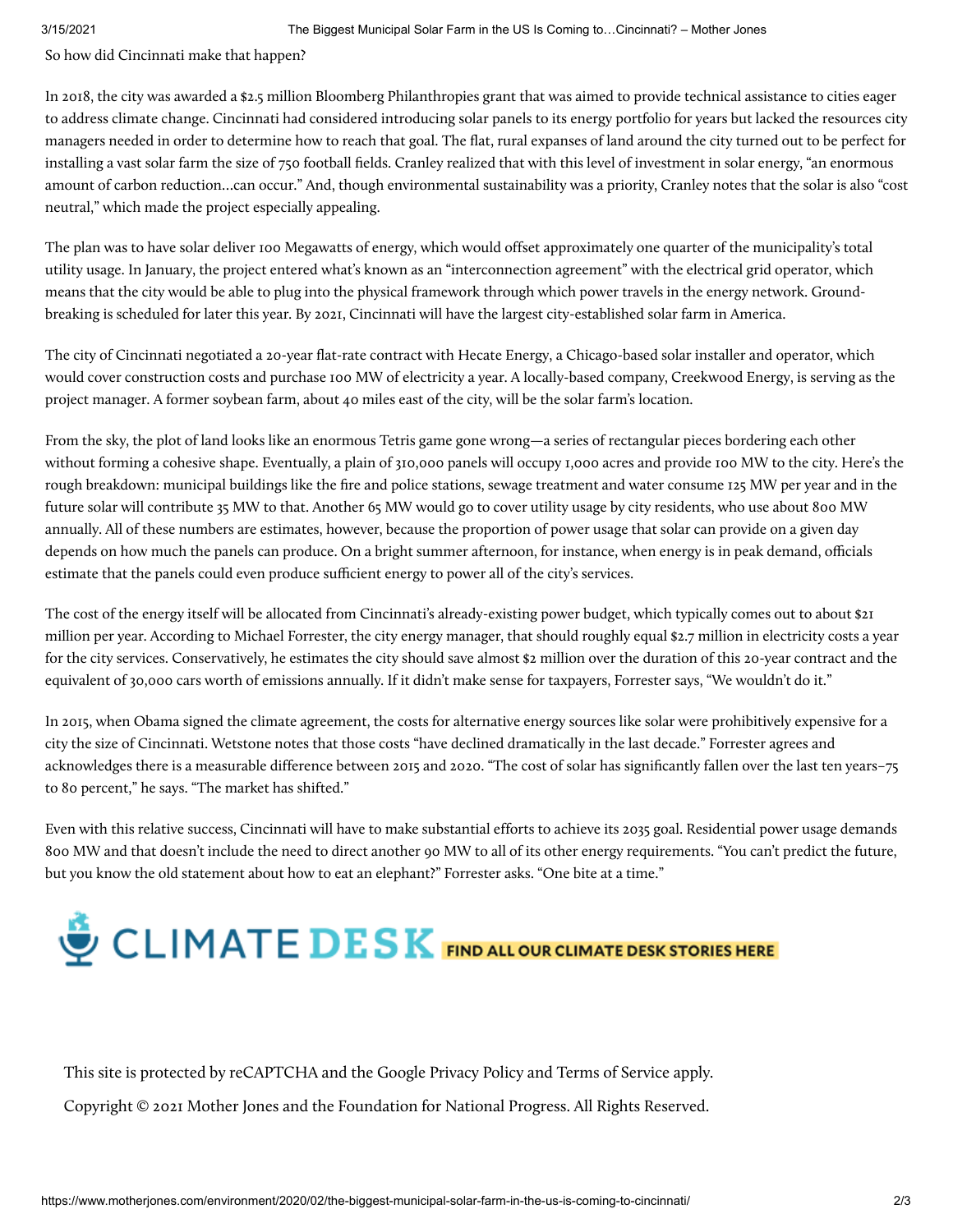So how did Cincinnati make that happen?

In 2018, the city was awarded a $2.5 million Bloomberg Philanthropies grant that was aimed to provide technical assistance to cities eager to address climate change. Cincinnati had considered introducing solar panels to its energy portfolio for years but lacked the resources city managers needed in order to determine how to reach that goal. The flat, rural expanses of land around the city turned out to be perfect for installing a vast solar farm the size of 750 football fields. Cranley realized that with this level of investment in solar energy, "an enormous amount of carbon reduction…can occur." And, though environmental sustainability was a priority, Cranley notes that the solar is also "cost neutral," which made the project especially appealing.

The plan was to have solar deliver 100 Megawatts of energy, which would offset approximately one quarter of the municipality's total utility usage. In January, the project entered what's known as an "interconnection agreement" with the electrical grid operator, which means that the city would be able to plug into the physical framework through which power travels in the energy network. Ground-breaking is scheduled for later this year. By 2021, Cincinnati will have the largest city-established solar farm in America.

The city of Cincinnati negotiated a 20-year flat-rate contract with Hecate Energy, a Chicago-based solar installer and operator, which would cover construction costs and purchase 100 MW of electricity a year. A locally-based company, Creekwood Energy, is serving as the project manager. A former soybean farm, about 40 miles east of the city, will be the solar farm's location.

From the sky, the plot of land looks like an enormous Tetris game gone wrong—a series of rectangular pieces bordering each other without forming a cohesive shape. Eventually, a plain of 310,000 panels will occupy 1,000 acres and provide 100 MW to the city. Here's the rough breakdown: municipal buildings like the fire and police stations, sewage treatment and water consume 125 MW per year and in the future solar will contribute 35 MW to that. Another 65 MW would go to cover utility usage by city residents, who use about 800 MW annually. All of these numbers are estimates, however, because the proportion of power usage that solar can provide on a given day depends on how much the panels can produce. On a bright summer afternoon, for instance, when energy is in peak demand, officials estimate that the panels could even produce sufficient energy to power all of the city's services.

The cost of the energy itself will be allocated from Cincinnati's already-existing power budget, which typically comes out to about $21 million per year. According to Michael Forrester, the city energy manager, that should roughly equal $2.7 million in electricity costs a year for the city services. Conservatively, he estimates the city should save almost $2 million over the duration of this 20-year contract and the equivalent of 30,000 cars worth of emissions annually. If it didn't make sense for taxpayers, Forrester says, "We wouldn't do it."

In 2015, when Obama signed the climate agreement, the costs for alternative energy sources like solar were prohibitively expensive for a city the size of Cincinnati. Wetstone notes that those costs "have declined dramatically in the last decade." Forrester agrees and acknowledges there is a measurable difference between 2015 and 2020. "The cost of solar has significantly fallen over the last ten years–75 to 80 percent," he says. "The market has shifted."

Even with this relative success, Cincinnati will have to make substantial efforts to achieve its 2035 goal. Residential power usage demands 800 MW and that doesn't include the need to direct another 90 MW to all of its other energy requirements. "You can't predict the future, but you know the old statement about how to eat an elephant?" Forrester asks. "One bite at a time."

CLIMATE DESK FIND ALL OUR CLIMATE DESK STORIES HERE

This site is protected by reCAPTCHA and the Google Privacy Policy and Terms of Service apply.

Copyright © 2021 Mother Jones and the Foundation for National Progress. All Rights Reserved.